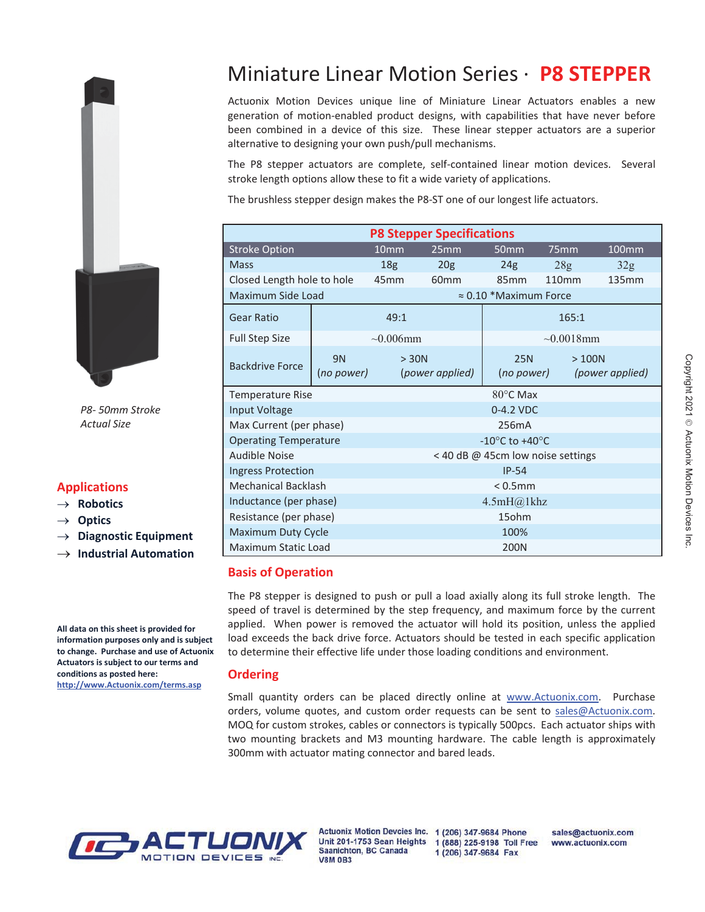# Miniature Linear Motion Series · P8 STEPPER

Actuonix Motion Devices unique line of Miniature Linear Actuators enables a new generation of motion-enabled product designs, with capabilities that have never before been combined in a device of this size. These linear stepper actuators are a superior alternative to designing your own push/pull mechanisms.

The P8 stepper actuators are complete, self-contained linear motion devices. Several stroke length options allow these to fit a wide variety of applications.

The brushless stepper design makes the P8-ST one of our longest life actuators.

*P8- 50mm Stroke Actual Size*

## P8 Stepper Specifications

| Stroke Option | 10mm | 25mm | 50mm | 75mm | 100mm |
|---|---|---|---|---|---|
| Mass | 18g | 20g | 24g | 28g | 32g |
| Closed Length hole to hole | 45mm | 60mm | 85mm | 110mm | 135mm |
| Maximum Side Load | ≈ 0.10 *Maximum Force | | | | |

| | | | | |
|---|---|---|---|---|
| Gear Ratio | 49:1 | | 165:1 | |
| Full Step Size | ~0.006mm | | ~0.0018mm | |
| Backdrive Force | 9N *(no power)* | > 30N *(power applied)* | 25N *(no power)* | > 100N *(power applied)* |

| | |
|---|---|
| Temperature Rise | 80°C Max |
| Input Voltage | 0-4.2 VDC |
| Max Current (per phase) | 256mA |
| Operating Temperature | -10°C to +40°C |
| Audible Noise | < 40 dB @ 45cm low noise settings |
| Ingress Protection | IP-54 |
| Mechanical Backlash | < 0.5mm |
| Inductance (per phase) | 4.5mH@1khz |
| Resistance (per phase) | 15ohm |
| Maximum Duty Cycle | 100% |
| Maximum Static Load | 200N |

## Applications

→ **Robotics**
→ **Optics**
→ **Diagnostic Equipment**
→ **Industrial Automation**

**All data on this sheet is provided for information purposes only and is subject to change. Purchase and use of Actuonix Actuators is subject to our terms and conditions as posted here: http://www.Actuonix.com/terms.asp**

## Basis of Operation

The P8 stepper is designed to push or pull a load axially along its full stroke length. The speed of travel is determined by the step frequency, and maximum force by the current applied. When power is removed the actuator will hold its position, unless the applied load exceeds the back drive force. Actuators should be tested in each specific application to determine their effective life under those loading conditions and environment.

## Ordering

Small quantity orders can be placed directly online at www.Actuonix.com. Purchase orders, volume quotes, and custom order requests can be sent to sales@Actuonix.com. MOQ for custom strokes, cables or connectors is typically 500pcs. Each actuator ships with two mounting brackets and M3 mounting hardware. The cable length is approximately 300mm with actuator mating connector and bared leads.

Copyright 2021 © Actuonix Motion Devices Inc.

ACTUONIX MOTION DEVICES INC.

Actuonix Motion Devcies Inc.
Unit 201-1753 Sean Heights
Saanichton, BC Canada
V8M 0B3

1 (206) 347-9684 Phone
1 (888) 225-9198 Toll Free
1 (206) 347-9684 Fax

sales@actuonix.com
www.actuonix.com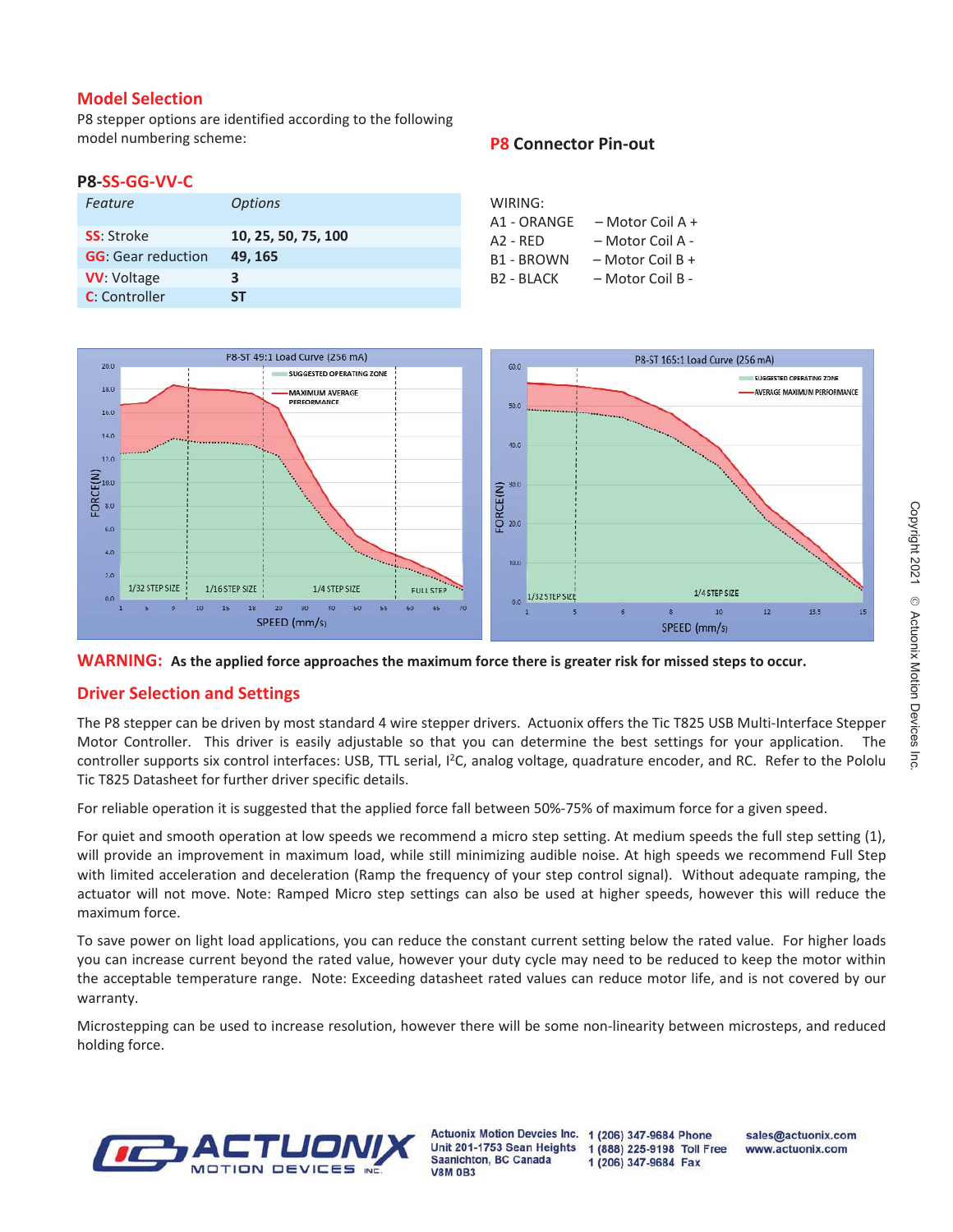## Model Selection

P8 stepper options are identified according to the following model numbering scheme:

### P8-SS-GG-VV-C

| *Feature* | *Options* |
|---|---|
| SS: Stroke | **10, 25, 50, 75, 100** |
| GG: Gear reduction | **49, 165** |
| VV: Voltage | **3** |
| C: Controller | **ST** |

## P8 Connector Pin-out

WIRING:

A1 - ORANGE – Motor Coil A +

A2 - RED – Motor Coil A -

B1 - BROWN – Motor Coil B +

B2 - BLACK – Motor Coil B -

P8-ST 49:1 Load Curve (256 mA)

SUGGESTED OPERATING ZONE

MAXIMUM AVERAGE PERFORMANCE

FORCE(N)

20.0
18.0
16.0
14.0
12.0
10.0
8.0
6.0
4.0
2.0
0.0

1/32 STEP SIZE
1/16 STEP SIZE
1/4 STEP SIZE
FULL STEP

1 5 9 10 15 18 20 30 40 50 55 60 65 70

SPEED (mm/s)

P8-ST 165:1 Load Curve (256 mA)

SUGGESTED OPERATING ZONE

AVERAGE MAXIMUM PERFORMANCE

FORCE(N)

60.0
50.0
40.0
30.0
20.0
10.0
0.0

1/32 STEP SIZE
1/4 STEP SIZE

1 5 6 8 10 12 13.5 15

SPEED (mm/s)

**WARNING: As the applied force approaches the maximum force there is greater risk for missed steps to occur.**

## Driver Selection and Settings

The P8 stepper can be driven by most standard 4 wire stepper drivers. Actuonix offers the Tic T825 USB Multi-Interface Stepper Motor Controller. This driver is easily adjustable so that you can determine the best settings for your application. The controller supports six control interfaces: USB, TTL serial, $I^2C$, analog voltage, quadrature encoder, and RC. Refer to the Pololu Tic T825 Datasheet for further driver specific details.

For reliable operation it is suggested that the applied force fall between 50%-75% of maximum force for a given speed.

For quiet and smooth operation at low speeds we recommend a micro step setting. At medium speeds the full step setting (1), will provide an improvement in maximum load, while still minimizing audible noise. At high speeds we recommend Full Step with limited acceleration and deceleration (Ramp the frequency of your step control signal). Without adequate ramping, the actuator will not move. Note: Ramped Micro step settings can also be used at higher speeds, however this will reduce the maximum force.

To save power on light load applications, you can reduce the constant current setting below the rated value. For higher loads you can increase current beyond the rated value, however your duty cycle may need to be reduced to keep the motor within the acceptable temperature range. Note: Exceeding datasheet rated values can reduce motor life, and is not covered by our warranty.

Microstepping can be used to increase resolution, however there will be some non-linearity between microsteps, and reduced holding force.

Copyright 2021 © Actuonix Motion Devices Inc.

Actuonix Motion Devcies Inc.
Unit 201-1753 Sean Heights
Saanichton, BC Canada
V8M 0B3

1 (206) 347-9684 Phone
1 (888) 225-9198 Toll Free
1 (206) 347-9684 Fax

sales@actuonix.com
www.actuonix.com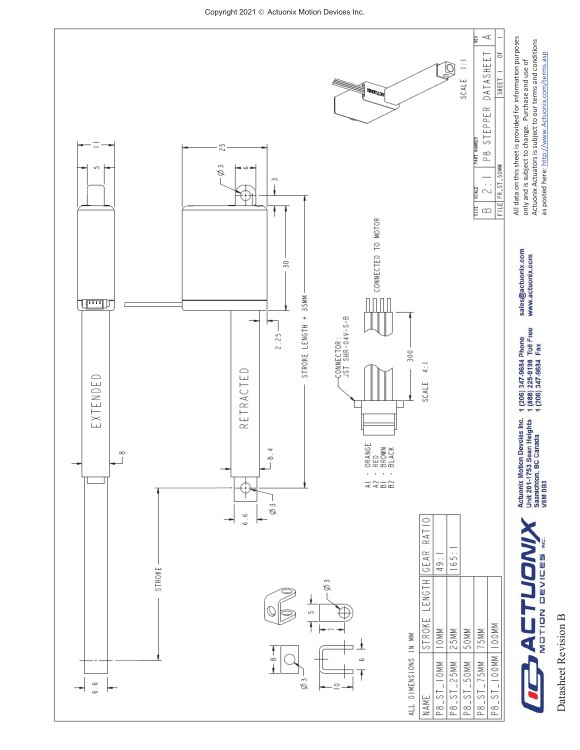Copyright 2021 © Actuonix Motion Devices Inc.

EXTENDED

RETRACTED

STROKE

STROKE LENGTH + 35MM

6.6

8

5

11

25

Ø3

6

3

30

2.25

8.4

6.6

Ø3

Ø3

8

10

6

Ø3

7

5

CONNECTOR:
JST SHR-04V-S-B

CONNECTED TO MOTOR

300

SCALE 4:1

A1 - ORANGE
A2 - RED
B1 - BROWN
B2 - BLACK

ALL DIMENSIONS IN MM

| NAME | STROKE LENGTH | GEAR RATIO |
|---|---|---|
| P8_ST_10MM | 10MM | 49:1 |
| P8_ST_25MM | 25MM | 165:1 |
| P8_ST_50MM | 50MM | |
| P8_ST_75MM | 75MM | |
| P8_ST_100MM | 100MM | |

| SIZE | SCALE | PART NUMBER | | REV |
|---|---|---|---|---|
| B | 2:1 | P8 STEPPER DATASHEET | SCALE 1:1 | A |
| FILE P8_ST_50MM | | | SHEET 1 OF 1 | |

All data on this sheet is provided for information purposes only and is subject to change. Purchase and use of Actuonix Actuators is subject to our terms and conditions as posted here: http://www.Actuonix.com/terms.asp

ACTUONIX MOTION DEVICES INC.

Actuonix Motion Devices Inc.
Unit 201-1753 Sean Heights
Saanichton, BC Canada
V8M 0B3

1 (206) 347-9684 Phone
1 (888) 225-9198 Toll Free
1 (206) 347-9684 Fax

sales@actuonix.com
www.actuonix.com

Datasheet Revision B